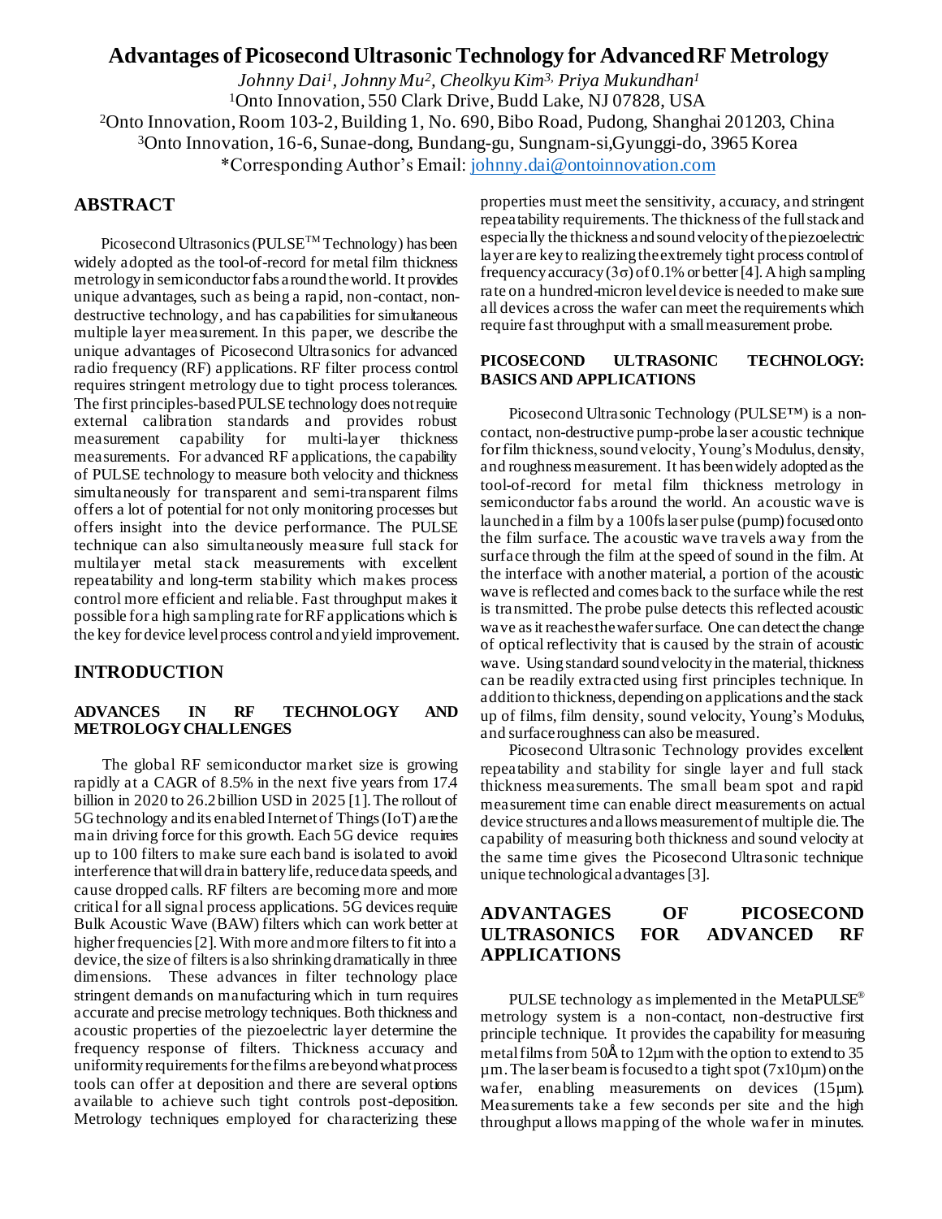# Advantages of Picosecond Ultrasonic Technology for Advanced RF Metrology

*Johnny Dai[1], Johnny Mu[2], Cheolkyu Kim[3], Priya Mukundhan[1]*

[1]Onto Innovation, 550 Clark Drive, Budd Lake, NJ 07828, USA

[2]Onto Innovation, Room 103-2, Building 1, No. 690, Bibo Road, Pudong, Shanghai 201203, China

[3]Onto Innovation, 16-6, Sunae-dong, Bundang-gu, Sungnam-si,Gyunggi-do, 3965 Korea

*Corresponding Author's Email: johnny.dai@ontoinnovation.com

## ABSTRACT

Picosecond Ultrasonics (PULSE™ Technology) has been widely adopted as the tool-of-record for metal film thickness metrology in semiconductor fabs around the world. It provides unique advantages, such as being a rapid, non-contact, non-destructive technology, and has capabilities for simultaneous multiple layer measurement. In this paper, we describe the unique advantages of Picosecond Ultrasonics for advanced radio frequency (RF) applications. RF filter process control requires stringent metrology due to tight process tolerances. The first principles-based PULSE technology does not require external calibration standards and provides robust measurement capability for multi-layer thickness measurements. For advanced RF applications, the capability of PULSE technology to measure both velocity and thickness simultaneously for transparent and semi-transparent films offers a lot of potential for not only monitoring processes but offers insight into the device performance. The PULSE technique can also simultaneously measure full stack for multilayer metal stack measurements with excellent repeatability and long-term stability which makes process control more efficient and reliable. Fast throughput makes it possible for a high sampling rate for RF applications which is the key for device level process control and yield improvement.

## INTRODUCTION

### ADVANCES IN RF TECHNOLOGY AND METROLOGY CHALLENGES

The global RF semiconductor market size is growing rapidly at a CAGR of 8.5% in the next five years from 17.4 billion in 2020 to 26.2 billion USD in 2025 [1]. The rollout of 5G technology and its enabled Internet of Things (IoT) are the main driving force for this growth. Each 5G device requires up to 100 filters to make sure each band is isolated to avoid interference that will drain battery life, reduce data speeds, and cause dropped calls. RF filters are becoming more and more critical for all signal process applications. 5G devices require Bulk Acoustic Wave (BAW) filters which can work better at higher frequencies [2]. With more and more filters to fit into a device, the size of filters is also shrinking dramatically in three dimensions. These advances in filter technology place stringent demands on manufacturing which in turn requires accurate and precise metrology techniques. Both thickness and acoustic properties of the piezoelectric layer determine the frequency response of filters. Thickness accuracy and uniformity requirements for the films are beyond what process tools can offer at deposition and there are several options available to achieve such tight controls post-deposition. Metrology techniques employed for characterizing these properties must meet the sensitivity, accuracy, and stringent repeatability requirements. The thickness of the full stack and especially the thickness and sound velocity of the piezoelectric layer are key to realizing the extremely tight process control of frequency accuracy ($3\sigma$) of 0.1% or better [4]. A high sampling rate on a hundred-micron level device is needed to make sure all devices across the wafer can meet the requirements which require fast throughput with a small measurement probe.

### PICOSECOND ULTRASONIC TECHNOLOGY: BASICS AND APPLICATIONS

Picosecond Ultrasonic Technology (PULSE™) is a non-contact, non-destructive pump-probe laser acoustic technique for film thickness, sound velocity, Young's Modulus, density, and roughness measurement. It has been widely adopted as the tool-of-record for metal film thickness metrology in semiconductor fabs around the world. An acoustic wave is launched in a film by a 100fs laser pulse (pump) focused onto the film surface. The acoustic wave travels away from the surface through the film at the speed of sound in the film. At the interface with another material, a portion of the acoustic wave is reflected and comes back to the surface while the rest is transmitted. The probe pulse detects this reflected acoustic wave as it reaches the wafer surface. One can detect the change of optical reflectivity that is caused by the strain of acoustic wave. Using standard sound velocity in the material, thickness can be readily extracted using first principles technique. In addition to thickness, depending on applications and the stack up of films, film density, sound velocity, Young's Modulus, and surface roughness can also be measured.

Picosecond Ultrasonic Technology provides excellent repeatability and stability for single layer and full stack thickness measurements. The small beam spot and rapid measurement time can enable direct measurements on actual device structures and allows measurement of multiple die. The capability of measuring both thickness and sound velocity at the same time gives the Picosecond Ultrasonic technique unique technological advantages [3].

## ADVANTAGES OF PICOSECOND ULTRASONICS FOR ADVANCED RF APPLICATIONS

PULSE technology as implemented in the MetaPULSE® metrology system is a non-contact, non-destructive first principle technique. It provides the capability for measuring metal films from 50Å to 12µm with the option to extend to 35 µm. The laser beam is focused to a tight spot (7x10µm) on the wafer, enabling measurements on devices (15µm). Measurements take a few seconds per site and the high throughput allows mapping of the whole wafer in minutes.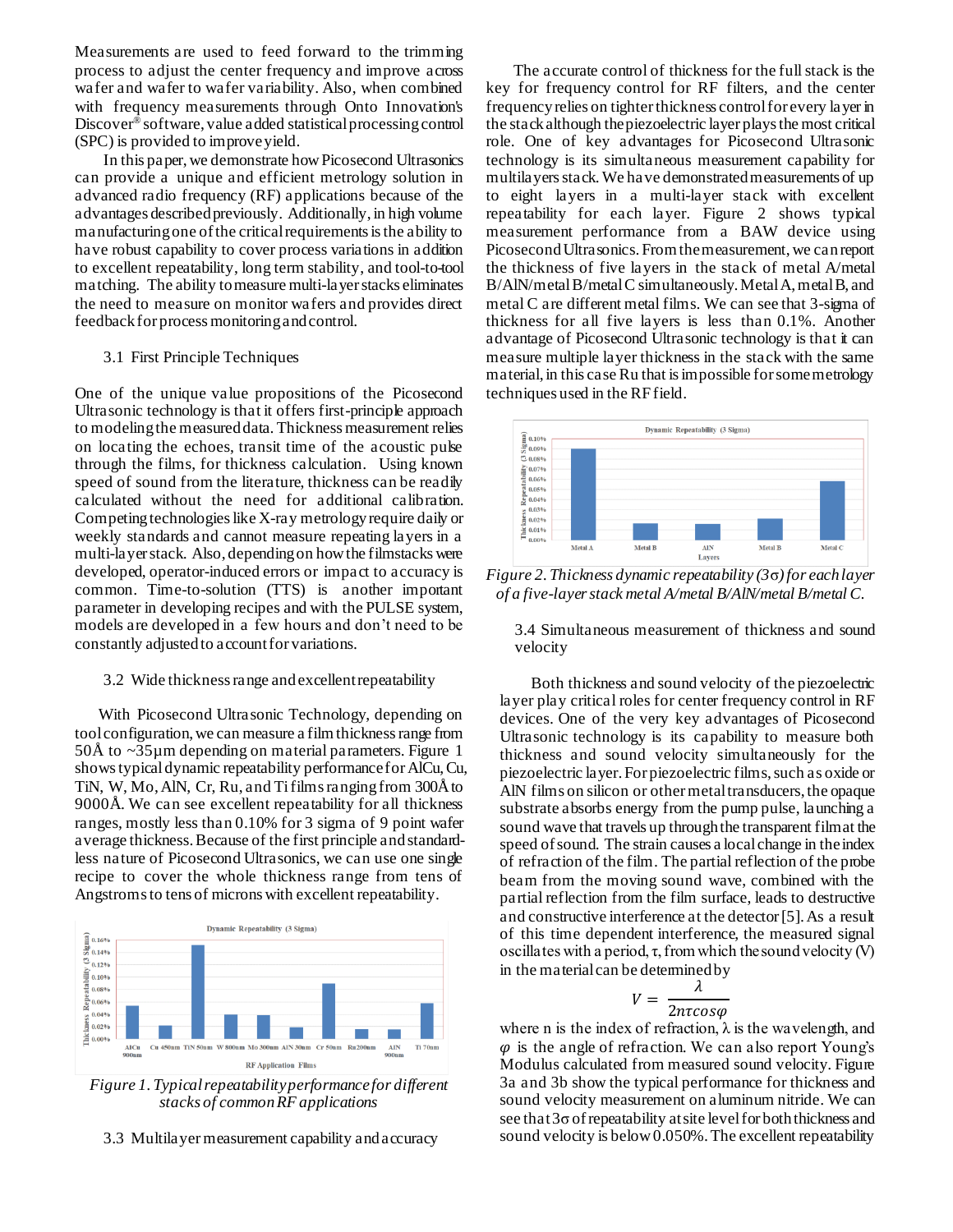Measurements are used to feed forward to the trimming process to adjust the center frequency and improve across wafer and wafer to wafer variability. Also, when combined with frequency measurements through Onto Innovation's Discover® software, value added statistical processing control (SPC) is provided to improve yield.

In this paper, we demonstrate how Picosecond Ultrasonics can provide a unique and efficient metrology solution in advanced radio frequency (RF) applications because of the advantages described previously. Additionally, in high volume manufacturing one of the critical requirements is the ability to have robust capability to cover process variations in addition to excellent repeatability, long term stability, and tool-to-tool matching. The ability to measure multi-layer stacks eliminates the need to measure on monitor wafers and provides direct feedback for process monitoring and control.

### 3.1 First Principle Techniques

One of the unique value propositions of the Picosecond Ultrasonic technology is that it offers first-principle approach to modeling the measured data. Thickness measurement relies on locating the echoes, transit time of the acoustic pulse through the films, for thickness calculation. Using known speed of sound from the literature, thickness can be readily calculated without the need for additional calibration. Competing technologies like X-ray metrology require daily or weekly standards and cannot measure repeating layers in a multi-layer stack. Also, depending on how the filmstacks were developed, operator-induced errors or impact to accuracy is common. Time-to-solution (TTS) is another important parameter in developing recipes and with the PULSE system, models are developed in a few hours and don't need to be constantly adjusted to account for variations.

### 3.2 Wide thickness range and excellent repeatability

With Picosecond Ultrasonic Technology, depending on tool configuration, we can measure a film thickness range from 50Å to ~35µm depending on material parameters. Figure 1 shows typical dynamic repeatability performance for AlCu, Cu, TiN, W, Mo, AlN, Cr, Ru, and Ti films ranging from 300Å to 9000Å. We can see excellent repeatability for all thickness ranges, mostly less than 0.10% for 3 sigma of 9 point wafer average thickness. Because of the first principle and standard-less nature of Picosecond Ultrasonics, we can use one single recipe to cover the whole thickness range from tens of Angstroms to tens of microns with excellent repeatability.

*Figure 1. Typical repeatability performance for different stacks of common RF applications*

### 3.3 Multilayer measurement capability and accuracy

The accurate control of thickness for the full stack is the key for frequency control for RF filters, and the center frequency relies on tighter thickness control for every layer in the stack although the piezoelectric layer plays the most critical role. One of key advantages for Picosecond Ultrasonic technology is its simultaneous measurement capability for multilayers stack. We have demonstrated measurements of up to eight layers in a multi-layer stack with excellent repeatability for each layer. Figure 2 shows typical measurement performance from a BAW device using Picosecond Ultrasonics. From the measurement, we can report the thickness of five layers in the stack of metal A/metal B/AlN/metal B/metal C simultaneously. Metal A, metal B, and metal C are different metal films. We can see that 3-sigma of thickness for all five layers is less than 0.1%. Another advantage of Picosecond Ultrasonic technology is that it can measure multiple layer thickness in the stack with the same material, in this case Ru that is impossible for some metrology techniques used in the RF field.

*Figure 2. Thickness dynamic repeatability (3σ) for each layer of a five-layer stack metal A/metal B/AlN/metal B/metal C.*

### 3.4 Simultaneous measurement of thickness and sound velocity

Both thickness and sound velocity of the piezoelectric layer play critical roles for center frequency control in RF devices. One of the very key advantages of Picosecond Ultrasonic technology is its capability to measure both thickness and sound velocity simultaneously for the piezoelectric layer. For piezoelectric films, such as oxide or AlN films on silicon or other metal transducers, the opaque substrate absorbs energy from the pump pulse, launching a sound wave that travels up through the transparent film at the speed of sound. The strain causes a local change in the index of refraction of the film. The partial reflection of the probe beam from the moving sound wave, combined with the partial reflection from the film surface, leads to destructive and constructive interference at the detector [5]. As a result of this time dependent interference, the measured signal oscillates with a period, τ, from which the sound velocity (V) in the material can be determined by

$$V = \frac{\lambda}{2n\tau\cos\varphi}$$

where n is the index of refraction, λ is the wavelength, and $\varphi$ is the angle of refraction. We can also report Young's Modulus calculated from measured sound velocity. Figure 3a and 3b show the typical performance for thickness and sound velocity measurement on aluminum nitride. We can see that 3σ of repeatability at site level for both thickness and sound velocity is below 0.050%. The excellent repeatability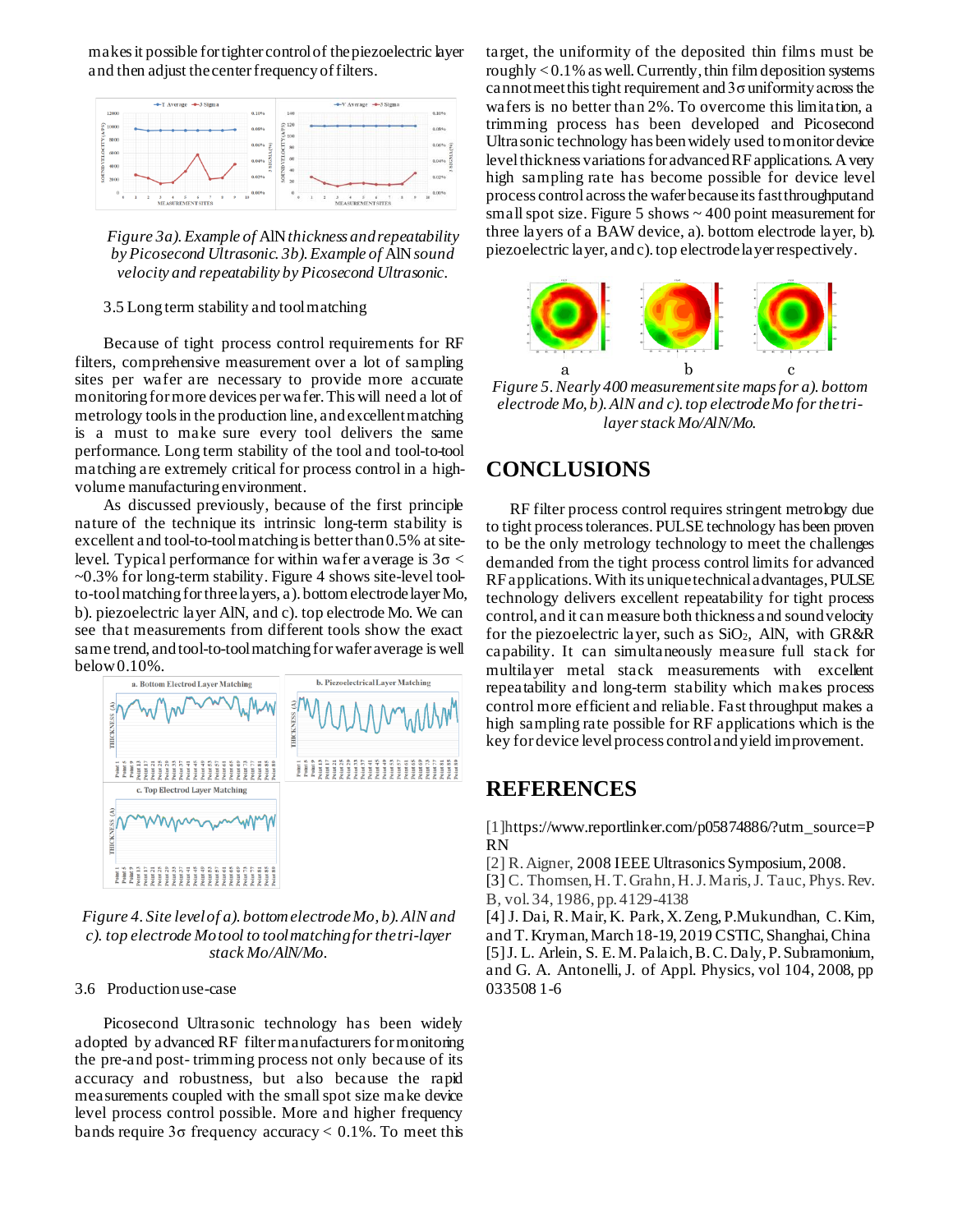makes it possible for tighter control of the piezoelectric layer and then adjust the center frequency of filters.

-●-T Average -●-3 Sigma

SOUND VELOCITY (A/PS)

3 SIGMA (%)

MEASUREMENT SITES

-●-V Average -●-3 Sigma

SOUND VELOCITY (A/PS)

3 SIGMA (%)

MEASUREMENT SITES

*Figure 3a). Example of AlN thickness and repeatability by Picosecond Ultrasonic. 3b). Example of AlN sound velocity and repeatability by Picosecond Ultrasonic.*

3.5 Long term stability and tool matching

Because of tight process control requirements for RF filters, comprehensive measurement over a lot of sampling sites per wafer are necessary to provide more accurate monitoring for more devices per wafer. This will need a lot of metrology tools in the production line, and excellent matching is a must to make sure every tool delivers the same performance. Long term stability of the tool and tool-to-tool matching are extremely critical for process control in a high-volume manufacturing environment.

As discussed previously, because of the first principle nature of the technique its intrinsic long-term stability is excellent and tool-to-tool matching is better than 0.5% at site-level. Typical performance for within wafer average is $3\sigma <$ ~0.3% for long-term stability. Figure 4 shows site-level tool-to-tool matching for three layers, a). bottom electrode layer Mo, b). piezoelectric layer AlN, and c). top electrode Mo. We can see that measurements from different tools show the exact same trend, and tool-to-tool matching for wafer average is well below 0.10%.

a. Bottom Electrod Layer Matching

b. Piezoelectrical Layer Matching

c. Top Electrod Layer Matching

THICKNESS (A)

*Figure 4. Site level of a). bottom electrode Mo, b). AlN and c). top electrode Mo tool to tool matching for the tri-layer stack Mo/AlN/Mo.*

3.6 Production use-case

Picosecond Ultrasonic technology has been widely adopted by advanced RF filter manufacturers for monitoring the pre-and post- trimming process not only because of its accuracy and robustness, but also because the rapid measurements coupled with the small spot size make device level process control possible. More and higher frequency bands require $3\sigma$ frequency accuracy < 0.1%. To meet this target, the uniformity of the deposited thin films must be roughly < 0.1% as well. Currently, thin film deposition systems cannot meet this tight requirement and $3\sigma$ uniformity across the wafers is no better than 2%. To overcome this limitation, a trimming process has been developed and Picosecond Ultrasonic technology has been widely used to monitor device level thickness variations for advanced RF applications. A very high sampling rate has become possible for device level process control across the wafer because its fast throughput and small spot size. Figure 5 shows ~ 400 point measurement for three layers of a BAW device, a). bottom electrode layer, b). piezoelectric layer, and c). top electrode layer respectively.

a b c

*Figure 5. Nearly 400 measurement site maps for a). bottom electrode Mo, b). AlN and c). top electrode Mo for the tri-layer stack Mo/AlN/Mo.*

## CONCLUSIONS

RF filter process control requires stringent metrology due to tight process tolerances. PULSE technology has been proven to be the only metrology technology to meet the challenges demanded from the tight process control limits for advanced RF applications. With its unique technical advantages, PULSE technology delivers excellent repeatability for tight process control, and it can measure both thickness and sound velocity for the piezoelectric layer, such as $SiO_2$, AlN, with GR&R capability. It can simultaneously measure full stack for multilayer metal stack measurements with excellent repeatability and long-term stability which makes process control more efficient and reliable. Fast throughput makes a high sampling rate possible for RF applications which is the key for device level process control and yield improvement.

## REFERENCES

[1] https://www.reportlinker.com/p05874886/?utm_source=PRN

[2] R. Aigner, 2008 IEEE Ultrasonics Symposium, 2008.

[3] C. Thomsen, H. T. Grahn, H. J. Maris, J. Tauc, Phys. Rev. B, vol. 34, 1986, pp. 4129-4138

[4] J. Dai, R. Mair, K. Park, X. Zeng, P. Mukundhan, C. Kim, and T. Kryman, March 18-19, 2019 CSTIC, Shanghai, China

[5] J. L. Arlein, S. E. M. Palaich, B. C. Daly, P. Subramonium, and G. A. Antonelli, J. of Appl. Physics, vol 104, 2008, pp 033508 1-6